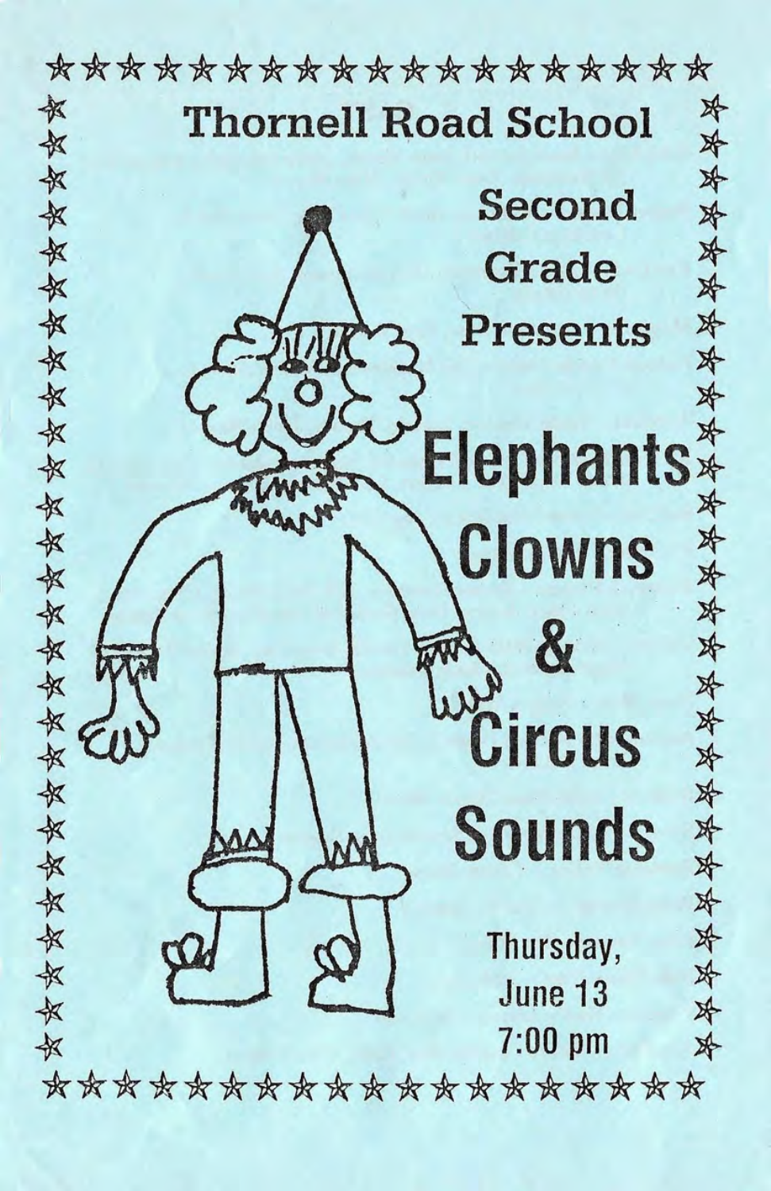# Thornell Road School

## Second Grade Presents

# Elephants Clowns & Circus Sounds

Thursday,
June 13
7:00 pm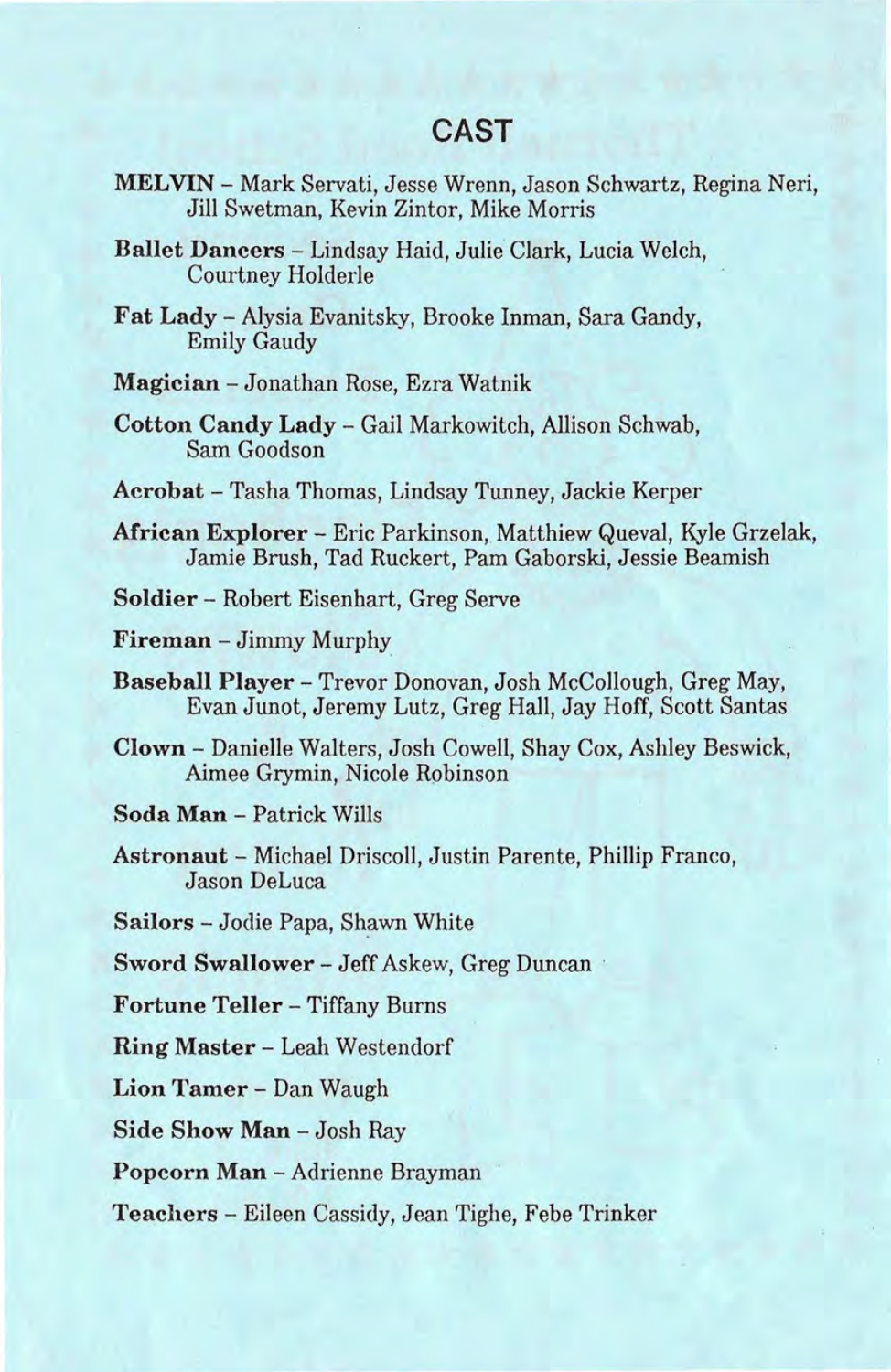# CAST

**MELVIN** – Mark Servati, Jesse Wrenn, Jason Schwartz, Regina Neri, Jill Swetman, Kevin Zintor, Mike Morris

**Ballet Dancers** – Lindsay Haid, Julie Clark, Lucia Welch, Courtney Holderle

**Fat Lady** – Alysia Evanitsky, Brooke Inman, Sara Gandy, Emily Gaudy

**Magician** – Jonathan Rose, Ezra Watnik

**Cotton Candy Lady** – Gail Markowitch, Allison Schwab, Sam Goodson

**Acrobat** – Tasha Thomas, Lindsay Tunney, Jackie Kerper

**African Explorer** – Eric Parkinson, Matthiew Queval, Kyle Grzelak, Jamie Brush, Tad Ruckert, Pam Gaborski, Jessie Beamish

**Soldier** – Robert Eisenhart, Greg Serve

**Fireman** – Jimmy Murphy

**Baseball Player** – Trevor Donovan, Josh McCollough, Greg May, Evan Junot, Jeremy Lutz, Greg Hall, Jay Hoff, Scott Santas

**Clown** – Danielle Walters, Josh Cowell, Shay Cox, Ashley Beswick, Aimee Grymin, Nicole Robinson

**Soda Man** – Patrick Wills

**Astronaut** – Michael Driscoll, Justin Parente, Phillip Franco, Jason DeLuca

**Sailors** – Jodie Papa, Shawn White

**Sword Swallower** – Jeff Askew, Greg Duncan

**Fortune Teller** – Tiffany Burns

**Ring Master** – Leah Westendorf

**Lion Tamer** – Dan Waugh

**Side Show Man** – Josh Ray

**Popcorn Man** – Adrienne Brayman

**Teachers** – Eileen Cassidy, Jean Tighe, Febe Trinker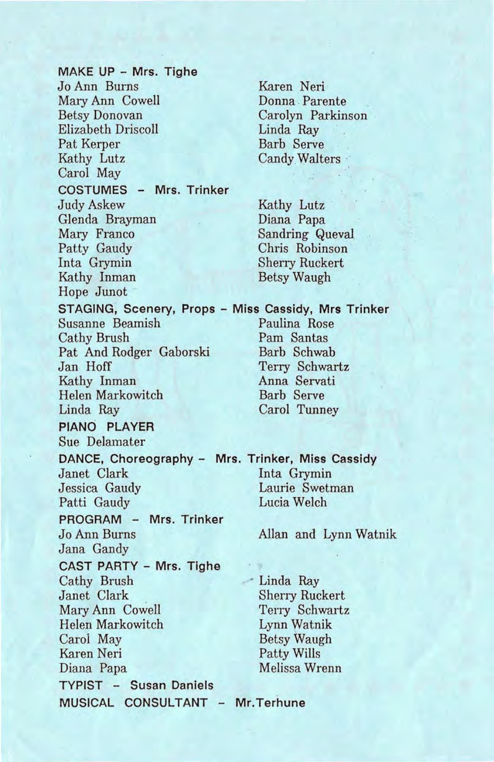**MAKE UP – Mrs. Tighe**

Jo Ann Burns
Mary Ann Cowell
Betsy Donovan
Elizabeth Driscoll
Pat Kerper
Kathy Lutz
Carol May
Karen Neri
Donna Parente
Carolyn Parkinson
Linda Ray
Barb Serve
Candy Walters

**COSTUMES – Mrs. Trinker**

Judy Askew
Glenda Brayman
Mary Franco
Patty Gaudy
Inta Grymin
Kathy Inman
Hope Junot
Kathy Lutz
Diana Papa
Sandring Queval
Chris Robinson
Sherry Ruckert
Betsy Waugh

**STAGING, Scenery, Props – Miss Cassidy, Mrs Trinker**

Susanne Beamish
Cathy Brush
Pat And Rodger Gaborski
Jan Hoff
Kathy Inman
Helen Markowitch
Linda Ray
Paulina Rose
Pam Santas
Barb Schwab
Terry Schwartz
Anna Servati
Barb Serve
Carol Tunney

**PIANO PLAYER**

Sue Delamater

**DANCE, Choreography – Mrs. Trinker, Miss Cassidy**

Janet Clark
Jessica Gaudy
Patti Gaudy
Inta Grymin
Laurie Swetman
Lucia Welch

**PROGRAM – Mrs. Trinker**

Jo Ann Burns
Jana Gandy
Allan and Lynn Watnik

**CAST PARTY – Mrs. Tighe**

Cathy Brush
Janet Clark
Mary Ann Cowell
Helen Markowitch
Carol May
Karen Neri
Diana Papa
Linda Ray
Sherry Ruckert
Terry Schwartz
Lynn Watnik
Betsy Waugh
Patty Wills
Melissa Wrenn

**TYPIST – Susan Daniels**

**MUSICAL CONSULTANT – Mr. Terhune**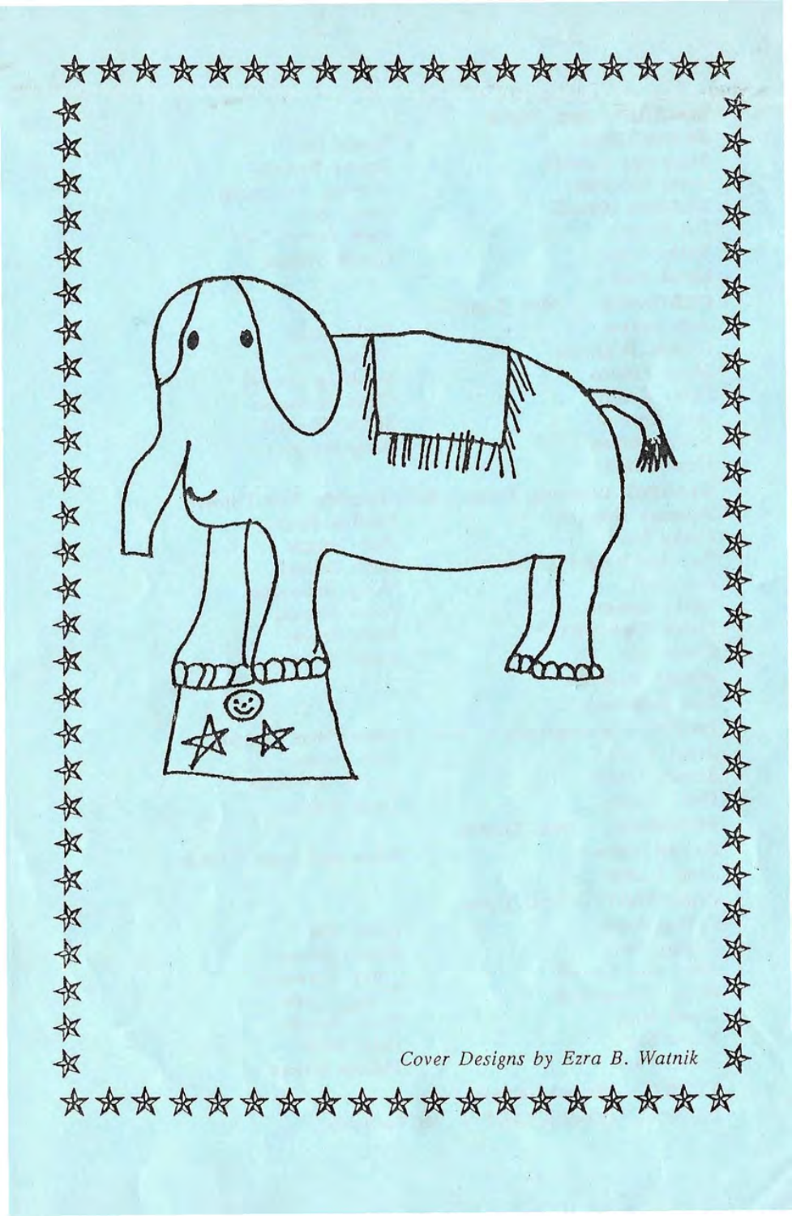*Cover Designs by Ezra B. Watnik*